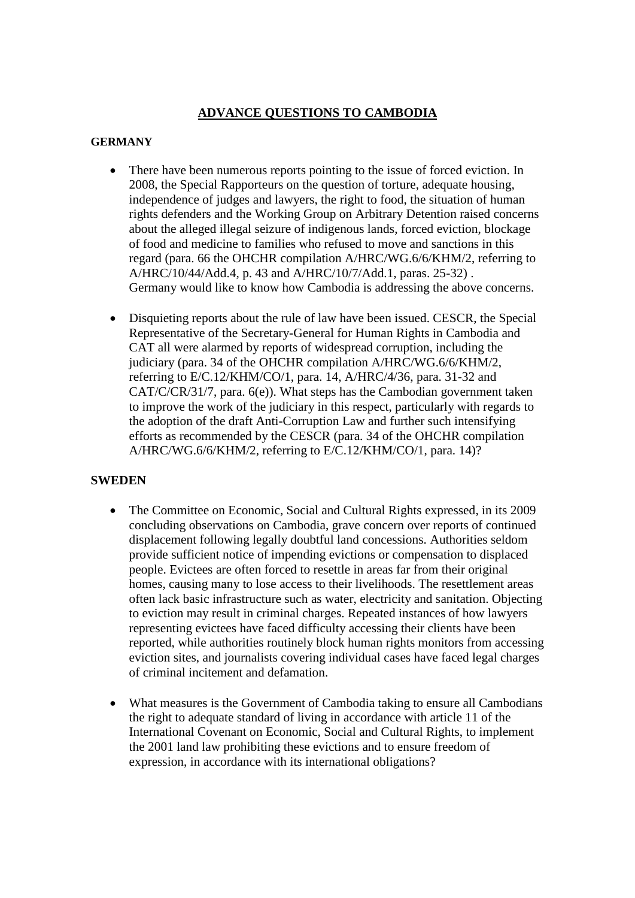# ADVANCE QUESTIONS TO CAMBODIA

## GERMANY

- There have been numerous reports pointing to the issue of forced eviction. In 2008, the Special Rapporteurs on the question of torture, adequate housing, independence of judges and lawyers, the right to food, the situation of human rights defenders and the Working Group on Arbitrary Detention raised concerns about the alleged illegal seizure of indigenous lands, forced eviction, blockage of food and medicine to families who refused to move and sanctions in this regard (para. 66 the OHCHR compilation A/HRC/WG.6/6/KHM/2, referring to A/HRC/10/44/Add.4, p. 43 and A/HRC/10/7/Add.1, paras. 25-32) . Germany would like to know how Cambodia is addressing the above concerns.

- Disquieting reports about the rule of law have been issued. CESCR, the Special Representative of the Secretary-General for Human Rights in Cambodia and CAT all were alarmed by reports of widespread corruption, including the judiciary (para. 34 of the OHCHR compilation A/HRC/WG.6/6/KHM/2, referring to E/C.12/KHM/CO/1, para. 14, A/HRC/4/36, para. 31-32 and CAT/C/CR/31/7, para. 6(e)). What steps has the Cambodian government taken to improve the work of the judiciary in this respect, particularly with regards to the adoption of the draft Anti-Corruption Law and further such intensifying efforts as recommended by the CESCR (para. 34 of the OHCHR compilation A/HRC/WG.6/6/KHM/2, referring to E/C.12/KHM/CO/1, para. 14)?

## SWEDEN

- The Committee on Economic, Social and Cultural Rights expressed, in its 2009 concluding observations on Cambodia, grave concern over reports of continued displacement following legally doubtful land concessions. Authorities seldom provide sufficient notice of impending evictions or compensation to displaced people. Evictees are often forced to resettle in areas far from their original homes, causing many to lose access to their livelihoods. The resettlement areas often lack basic infrastructure such as water, electricity and sanitation. Objecting to eviction may result in criminal charges. Repeated instances of how lawyers representing evictees have faced difficulty accessing their clients have been reported, while authorities routinely block human rights monitors from accessing eviction sites, and journalists covering individual cases have faced legal charges of criminal incitement and defamation.

- What measures is the Government of Cambodia taking to ensure all Cambodians the right to adequate standard of living in accordance with article 11 of the International Covenant on Economic, Social and Cultural Rights, to implement the 2001 land law prohibiting these evictions and to ensure freedom of expression, in accordance with its international obligations?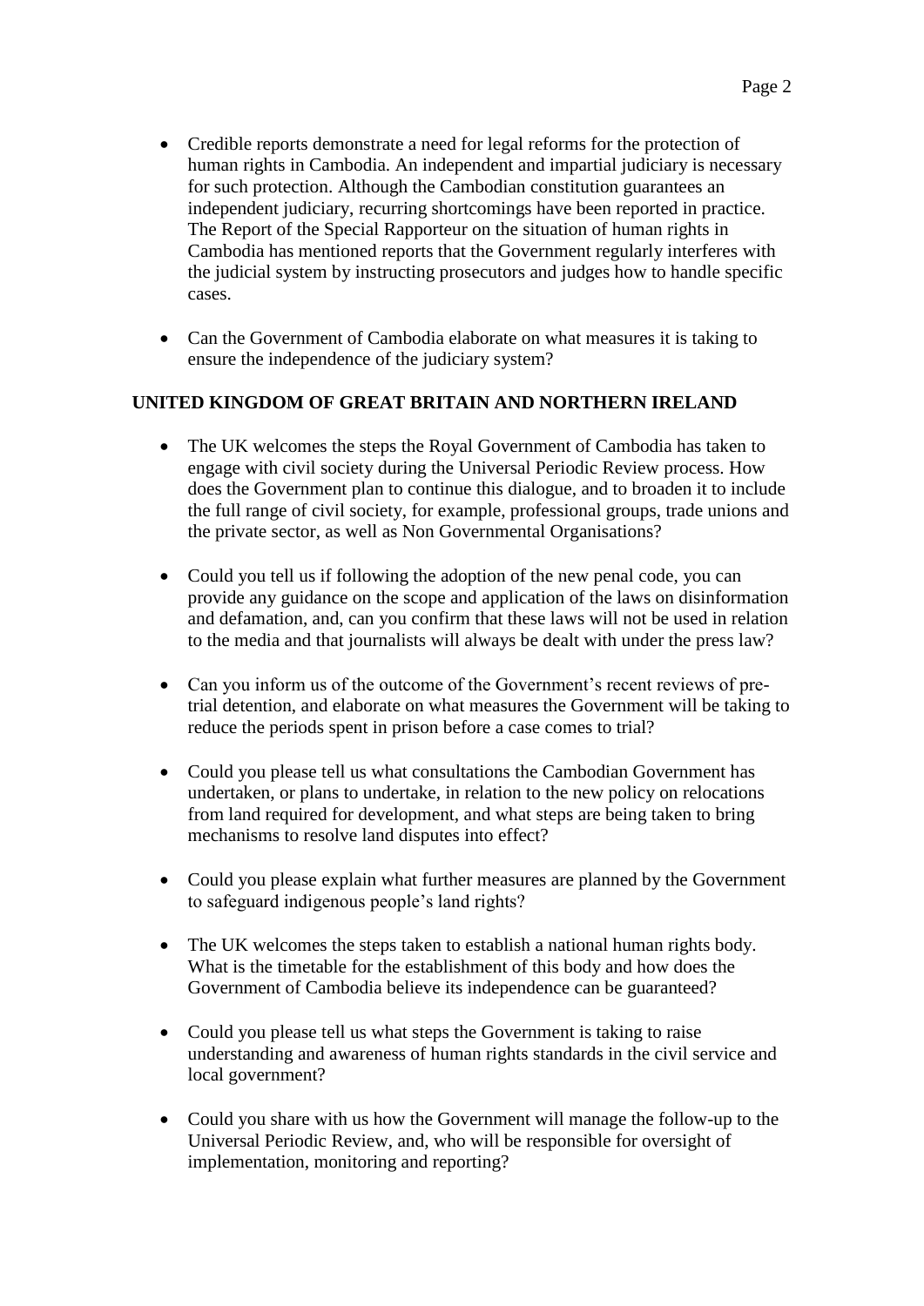- Credible reports demonstrate a need for legal reforms for the protection of human rights in Cambodia. An independent and impartial judiciary is necessary for such protection. Although the Cambodian constitution guarantees an independent judiciary, recurring shortcomings have been reported in practice. The Report of the Special Rapporteur on the situation of human rights in Cambodia has mentioned reports that the Government regularly interferes with the judicial system by instructing prosecutors and judges how to handle specific cases.

- Can the Government of Cambodia elaborate on what measures it is taking to ensure the independence of the judiciary system?

**UNITED KINGDOM OF GREAT BRITAIN AND NORTHERN IRELAND**

- The UK welcomes the steps the Royal Government of Cambodia has taken to engage with civil society during the Universal Periodic Review process. How does the Government plan to continue this dialogue, and to broaden it to include the full range of civil society, for example, professional groups, trade unions and the private sector, as well as Non Governmental Organisations?

- Could you tell us if following the adoption of the new penal code, you can provide any guidance on the scope and application of the laws on disinformation and defamation, and, can you confirm that these laws will not be used in relation to the media and that journalists will always be dealt with under the press law?

- Can you inform us of the outcome of the Government's recent reviews of pre-trial detention, and elaborate on what measures the Government will be taking to reduce the periods spent in prison before a case comes to trial?

- Could you please tell us what consultations the Cambodian Government has undertaken, or plans to undertake, in relation to the new policy on relocations from land required for development, and what steps are being taken to bring mechanisms to resolve land disputes into effect?

- Could you please explain what further measures are planned by the Government to safeguard indigenous people's land rights?

- The UK welcomes the steps taken to establish a national human rights body. What is the timetable for the establishment of this body and how does the Government of Cambodia believe its independence can be guaranteed?

- Could you please tell us what steps the Government is taking to raise understanding and awareness of human rights standards in the civil service and local government?

- Could you share with us how the Government will manage the follow-up to the Universal Periodic Review, and, who will be responsible for oversight of implementation, monitoring and reporting?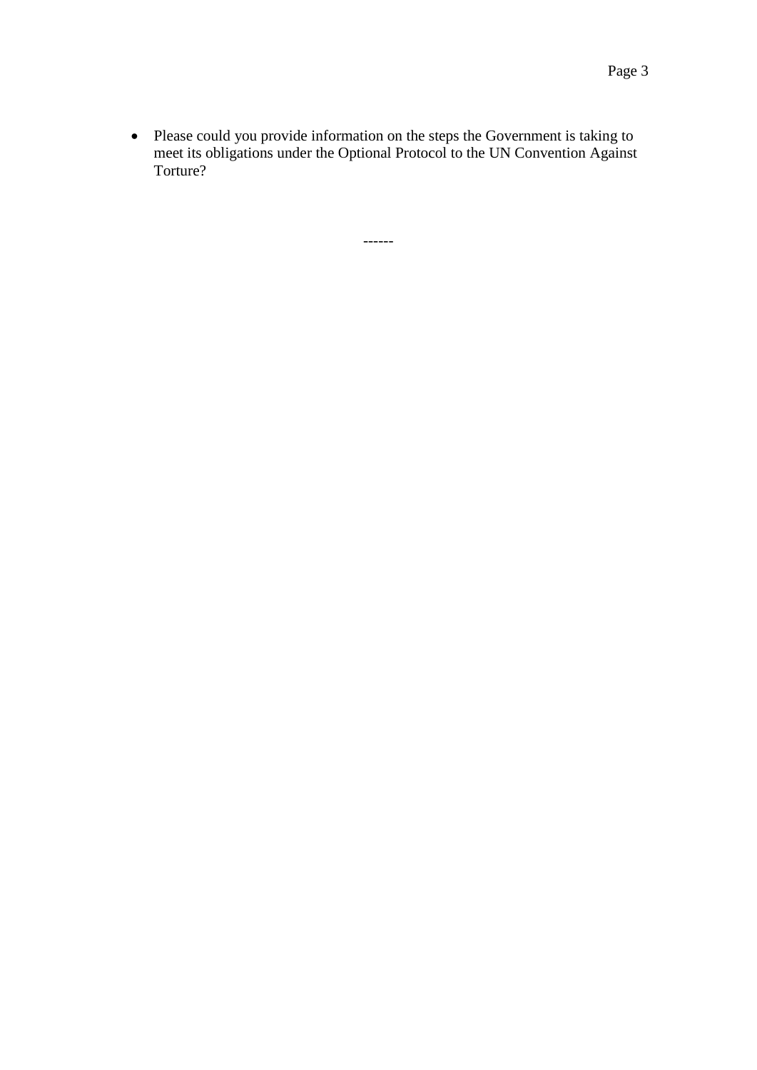- Please could you provide information on the steps the Government is taking to meet its obligations under the Optional Protocol to the UN Convention Against Torture?

------